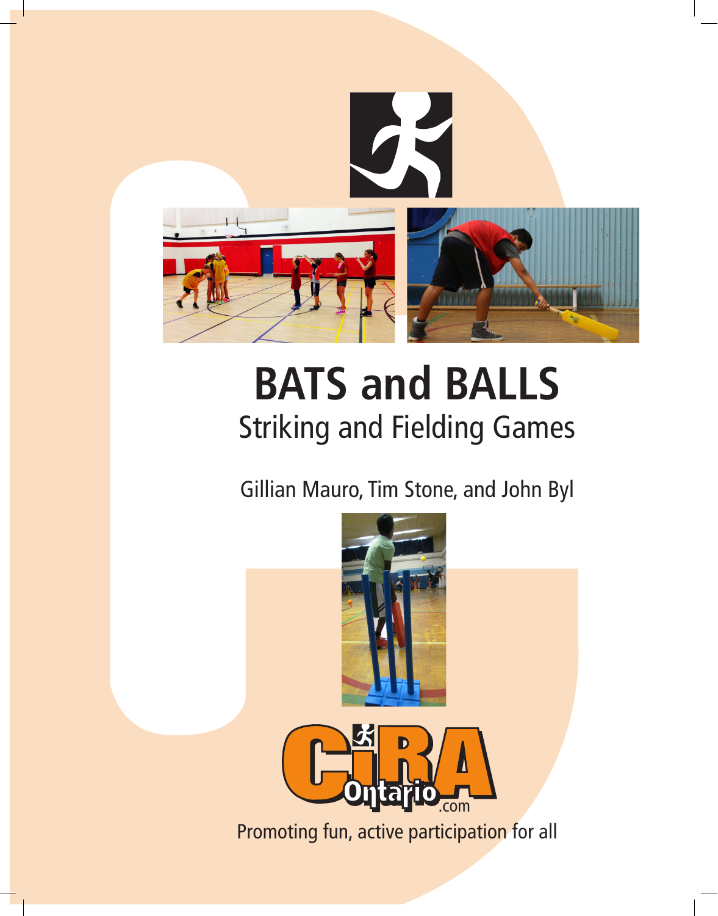# BATS and BALLS

## Striking and Fielding Games

Gillian Mauro, Tim Stone, and John Byl

CIRA Ontario.com

Promoting fun, active participation for all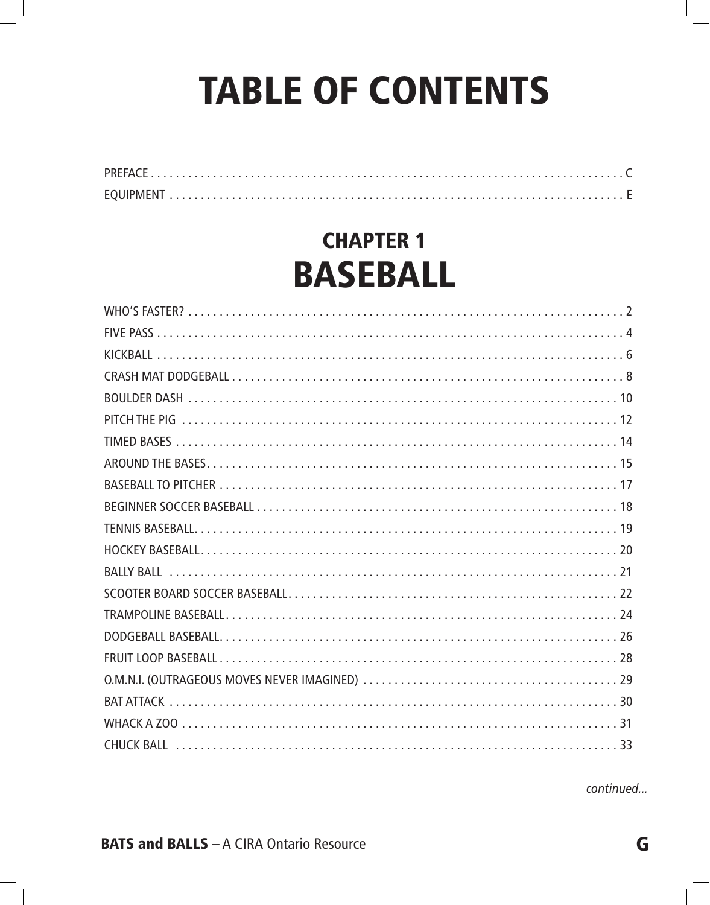# TABLE OF CONTENTS

PREFACE . . . . . . . . . . . . . . . . . . . . . . . . . . . . . . . . . . . . . . . . . . . . . . . . . . . . . . . . . . . . . . . . . . . . . . . . . . C

EQUIPMENT . . . . . . . . . . . . . . . . . . . . . . . . . . . . . . . . . . . . . . . . . . . . . . . . . . . . . . . . . . . . . . . . . . . . . . E

## CHAPTER 1
## BASEBALL

WHO'S FASTER? . . . . . . . . . . . . . . . . . . . . . . . . . . . . . . . . . . . . . . . . . . . . . . . . . . . . . . . . . . . . . . . . 2

FIVE PASS . . . . . . . . . . . . . . . . . . . . . . . . . . . . . . . . . . . . . . . . . . . . . . . . . . . . . . . . . . . . . . . . . . . . 4

KICKBALL . . . . . . . . . . . . . . . . . . . . . . . . . . . . . . . . . . . . . . . . . . . . . . . . . . . . . . . . . . . . . . . . . . . . 6

CRASH MAT DODGEBALL . . . . . . . . . . . . . . . . . . . . . . . . . . . . . . . . . . . . . . . . . . . . . . . . . . . . . . . . . . 8

BOULDER DASH . . . . . . . . . . . . . . . . . . . . . . . . . . . . . . . . . . . . . . . . . . . . . . . . . . . . . . . . . . . . . . . . 10

PITCH THE PIG . . . . . . . . . . . . . . . . . . . . . . . . . . . . . . . . . . . . . . . . . . . . . . . . . . . . . . . . . . . . . . . . 12

TIMED BASES . . . . . . . . . . . . . . . . . . . . . . . . . . . . . . . . . . . . . . . . . . . . . . . . . . . . . . . . . . . . . . . . . 14

AROUND THE BASES. . . . . . . . . . . . . . . . . . . . . . . . . . . . . . . . . . . . . . . . . . . . . . . . . . . . . . . . . . . . . 15

BASEBALL TO PITCHER . . . . . . . . . . . . . . . . . . . . . . . . . . . . . . . . . . . . . . . . . . . . . . . . . . . . . . . . . . . 17

BEGINNER SOCCER BASEBALL . . . . . . . . . . . . . . . . . . . . . . . . . . . . . . . . . . . . . . . . . . . . . . . . . . . . . . 18

TENNIS BASEBALL. . . . . . . . . . . . . . . . . . . . . . . . . . . . . . . . . . . . . . . . . . . . . . . . . . . . . . . . . . . . . . . 19

HOCKEY BASEBALL. . . . . . . . . . . . . . . . . . . . . . . . . . . . . . . . . . . . . . . . . . . . . . . . . . . . . . . . . . . . . . 20

BALLY BALL . . . . . . . . . . . . . . . . . . . . . . . . . . . . . . . . . . . . . . . . . . . . . . . . . . . . . . . . . . . . . . . . . . . 21

SCOOTER BOARD SOCCER BASEBALL. . . . . . . . . . . . . . . . . . . . . . . . . . . . . . . . . . . . . . . . . . . . . . . . . . 22

TRAMPOLINE BASEBALL. . . . . . . . . . . . . . . . . . . . . . . . . . . . . . . . . . . . . . . . . . . . . . . . . . . . . . . . . . . 24

DODGEBALL BASEBALL. . . . . . . . . . . . . . . . . . . . . . . . . . . . . . . . . . . . . . . . . . . . . . . . . . . . . . . . . . . . 26

FRUIT LOOP BASEBALL . . . . . . . . . . . . . . . . . . . . . . . . . . . . . . . . . . . . . . . . . . . . . . . . . . . . . . . . . . . 28

O.M.N.I. (OUTRAGEOUS MOVES NEVER IMAGINED) . . . . . . . . . . . . . . . . . . . . . . . . . . . . . . . . . . . . . . . . 29

BAT ATTACK . . . . . . . . . . . . . . . . . . . . . . . . . . . . . . . . . . . . . . . . . . . . . . . . . . . . . . . . . . . . . . . . . . 30

WHACK A ZOO . . . . . . . . . . . . . . . . . . . . . . . . . . . . . . . . . . . . . . . . . . . . . . . . . . . . . . . . . . . . . . . . . 31

CHUCK BALL . . . . . . . . . . . . . . . . . . . . . . . . . . . . . . . . . . . . . . . . . . . . . . . . . . . . . . . . . . . . . . . . . . 33

*continued...*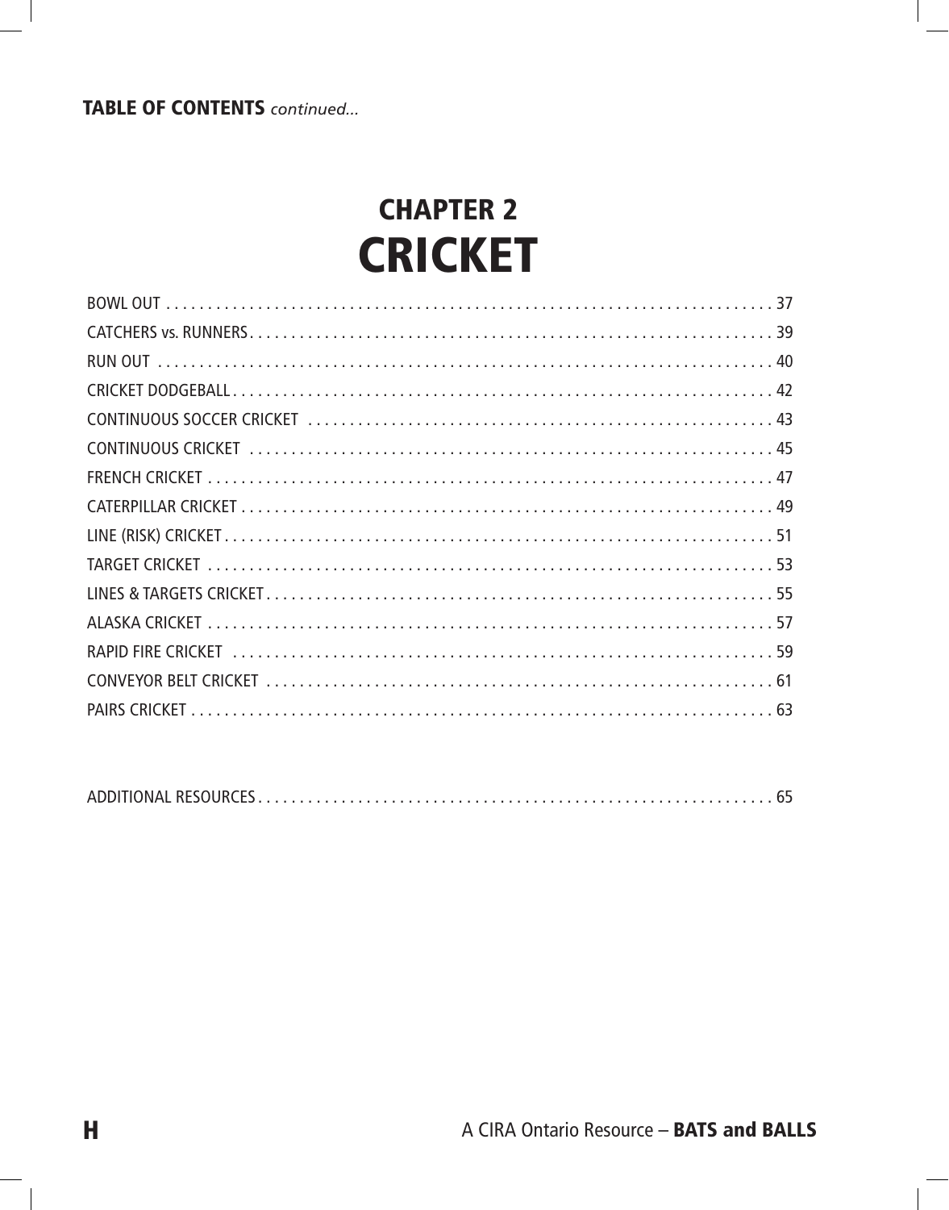**TABLE OF CONTENTS** *continued...*

# CHAPTER 2
# CRICKET

BOWL OUT . . . . . . . . . . . . . . . . . . . . . . . . . . . . . . . . . . . . . . . . . . . . . . . . . . . . . . . . . . . . . . . . . . . . . . 37
CATCHERS vs. RUNNERS . . . . . . . . . . . . . . . . . . . . . . . . . . . . . . . . . . . . . . . . . . . . . . . . . . . . . . . . . . . . . . 39
RUN OUT . . . . . . . . . . . . . . . . . . . . . . . . . . . . . . . . . . . . . . . . . . . . . . . . . . . . . . . . . . . . . . . . . . . . . . . . 40
CRICKET DODGEBALL . . . . . . . . . . . . . . . . . . . . . . . . . . . . . . . . . . . . . . . . . . . . . . . . . . . . . . . . . . . . . . . . 42
CONTINUOUS SOCCER CRICKET . . . . . . . . . . . . . . . . . . . . . . . . . . . . . . . . . . . . . . . . . . . . . . . . . . . . . . . . 43
CONTINUOUS CRICKET . . . . . . . . . . . . . . . . . . . . . . . . . . . . . . . . . . . . . . . . . . . . . . . . . . . . . . . . . . . . . . . 45
FRENCH CRICKET . . . . . . . . . . . . . . . . . . . . . . . . . . . . . . . . . . . . . . . . . . . . . . . . . . . . . . . . . . . . . . . . . . . . 47
CATERPILLAR CRICKET . . . . . . . . . . . . . . . . . . . . . . . . . . . . . . . . . . . . . . . . . . . . . . . . . . . . . . . . . . . . . . . . 49
LINE (RISK) CRICKET . . . . . . . . . . . . . . . . . . . . . . . . . . . . . . . . . . . . . . . . . . . . . . . . . . . . . . . . . . . . . . . . . . 51
TARGET CRICKET . . . . . . . . . . . . . . . . . . . . . . . . . . . . . . . . . . . . . . . . . . . . . . . . . . . . . . . . . . . . . . . . . . . . 53
LINES & TARGETS CRICKET . . . . . . . . . . . . . . . . . . . . . . . . . . . . . . . . . . . . . . . . . . . . . . . . . . . . . . . . . . . . . 55
ALASKA CRICKET . . . . . . . . . . . . . . . . . . . . . . . . . . . . . . . . . . . . . . . . . . . . . . . . . . . . . . . . . . . . . . . . . . . . 57
RAPID FIRE CRICKET . . . . . . . . . . . . . . . . . . . . . . . . . . . . . . . . . . . . . . . . . . . . . . . . . . . . . . . . . . . . . . . . . 59
CONVEYOR BELT CRICKET . . . . . . . . . . . . . . . . . . . . . . . . . . . . . . . . . . . . . . . . . . . . . . . . . . . . . . . . . . . . . 61
PAIRS CRICKET . . . . . . . . . . . . . . . . . . . . . . . . . . . . . . . . . . . . . . . . . . . . . . . . . . . . . . . . . . . . . . . . . . . . . . 63

ADDITIONAL RESOURCES . . . . . . . . . . . . . . . . . . . . . . . . . . . . . . . . . . . . . . . . . . . . . . . . . . . . . . . . . . . . . . 65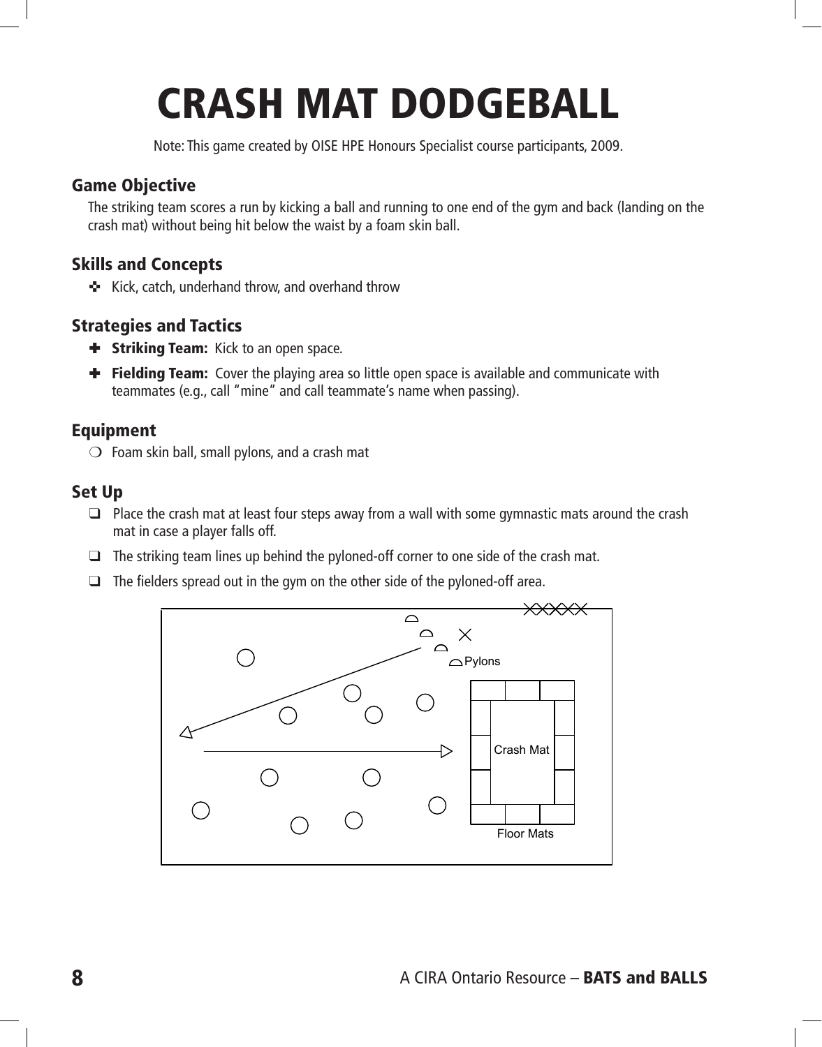# CRASH MAT DODGEBALL

Note: This game created by OISE HPE Honours Specialist course participants, 2009.

## Game Objective

The striking team scores a run by kicking a ball and running to one end of the gym and back (landing on the crash mat) without being hit below the waist by a foam skin ball.

## Skills and Concepts

- Kick, catch, underhand throw, and overhand throw

## Strategies and Tactics

- **Striking Team:** Kick to an open space.
- **Fielding Team:** Cover the playing area so little open space is available and communicate with teammates (e.g., call "mine" and call teammate's name when passing).

## Equipment

- Foam skin ball, small pylons, and a crash mat

## Set Up

- Place the crash mat at least four steps away from a wall with some gymnastic mats around the crash mat in case a player falls off.
- The striking team lines up behind the pyloned-off corner to one side of the crash mat.
- The fielders spread out in the gym on the other side of the pyloned-off area.

Pylons

Crash Mat

Floor Mats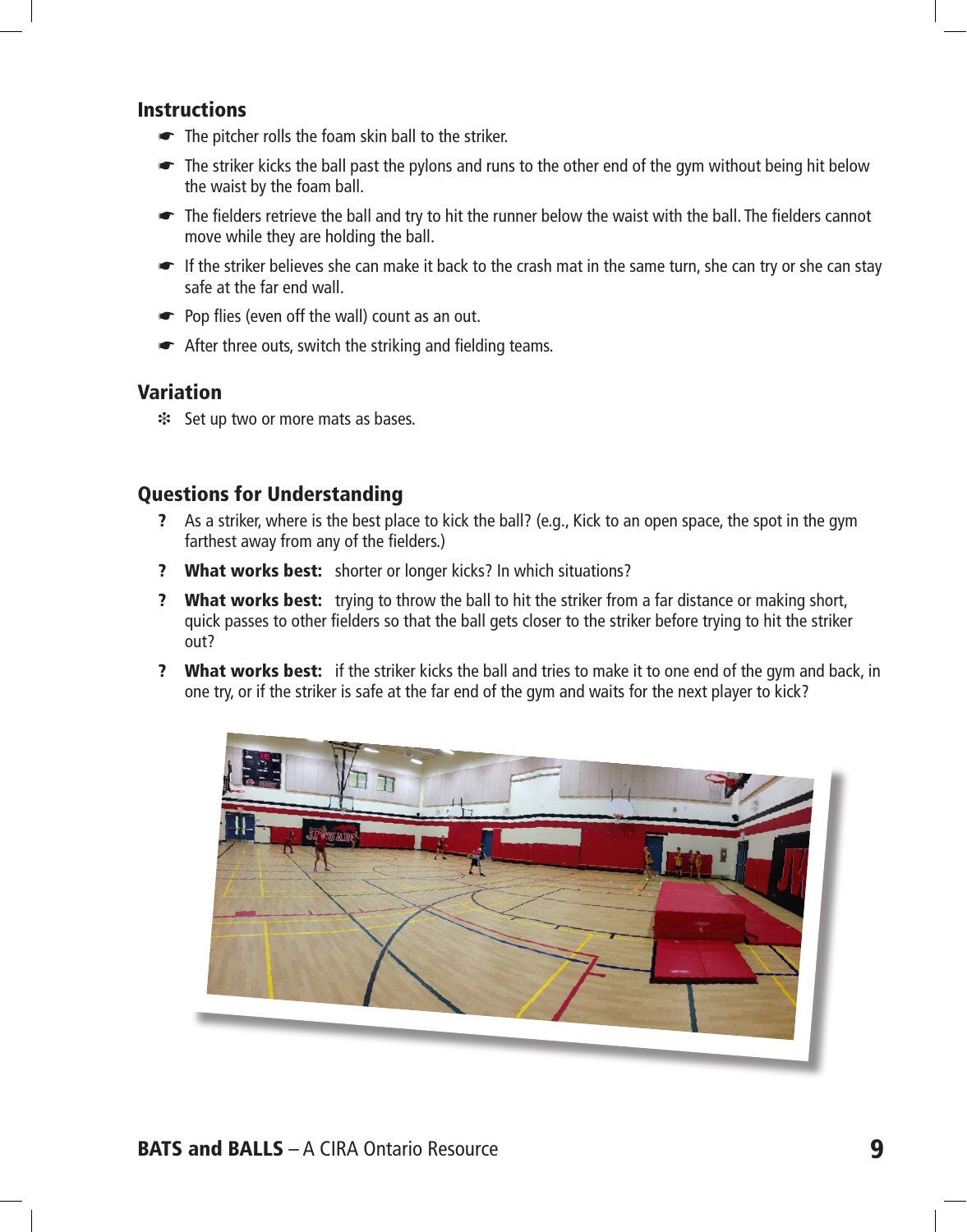## Instructions

- The pitcher rolls the foam skin ball to the striker.
- The striker kicks the ball past the pylons and runs to the other end of the gym without being hit below the waist by the foam ball.
- The fielders retrieve the ball and try to hit the runner below the waist with the ball. The fielders cannot move while they are holding the ball.
- If the striker believes she can make it back to the crash mat in the same turn, she can try or she can stay safe at the far end wall.
- Pop flies (even off the wall) count as an out.
- After three outs, switch the striking and fielding teams.

## Variation

- Set up two or more mats as bases.

## Questions for Understanding

- ? As a striker, where is the best place to kick the ball? (e.g., Kick to an open space, the spot in the gym farthest away from any of the fielders.)
- ? **What works best:** shorter or longer kicks? In which situations?
- ? **What works best:** trying to throw the ball to hit the striker from a far distance or making short, quick passes to other fielders so that the ball gets closer to the striker before trying to hit the striker out?
- ? **What works best:** if the striker kicks the ball and tries to make it to one end of the gym and back, in one try, or if the striker is safe at the far end of the gym and waits for the next player to kick?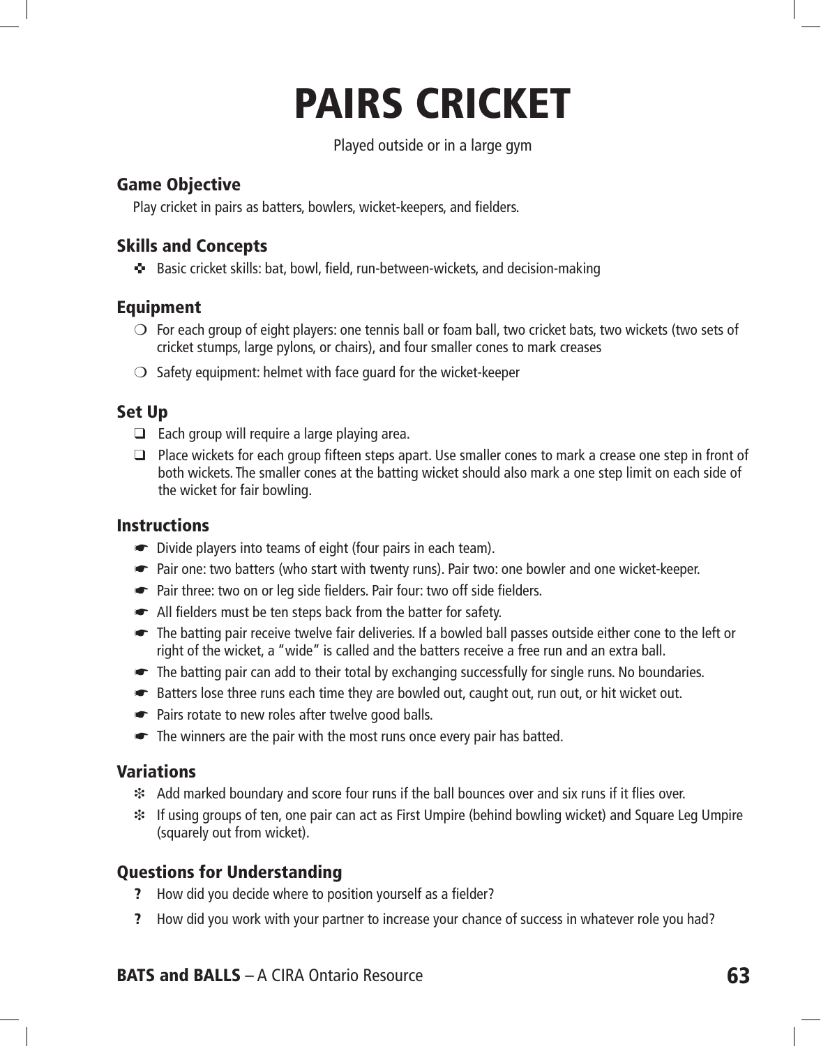# PAIRS CRICKET

Played outside or in a large gym

## Game Objective

Play cricket in pairs as batters, bowlers, wicket-keepers, and fielders.

## Skills and Concepts

- Basic cricket skills: bat, bowl, field, run-between-wickets, and decision-making

## Equipment

- For each group of eight players: one tennis ball or foam ball, two cricket bats, two wickets (two sets of cricket stumps, large pylons, or chairs), and four smaller cones to mark creases
- Safety equipment: helmet with face guard for the wicket-keeper

## Set Up

- Each group will require a large playing area.
- Place wickets for each group fifteen steps apart. Use smaller cones to mark a crease one step in front of both wickets. The smaller cones at the batting wicket should also mark a one step limit on each side of the wicket for fair bowling.

## Instructions

- Divide players into teams of eight (four pairs in each team).
- Pair one: two batters (who start with twenty runs). Pair two: one bowler and one wicket-keeper.
- Pair three: two on or leg side fielders. Pair four: two off side fielders.
- All fielders must be ten steps back from the batter for safety.
- The batting pair receive twelve fair deliveries. If a bowled ball passes outside either cone to the left or right of the wicket, a "wide" is called and the batters receive a free run and an extra ball.
- The batting pair can add to their total by exchanging successfully for single runs. No boundaries.
- Batters lose three runs each time they are bowled out, caught out, run out, or hit wicket out.
- Pairs rotate to new roles after twelve good balls.
- The winners are the pair with the most runs once every pair has batted.

## Variations

- Add marked boundary and score four runs if the ball bounces over and six runs if it flies over.
- If using groups of ten, one pair can act as First Umpire (behind bowling wicket) and Square Leg Umpire (squarely out from wicket).

## Questions for Understanding

- How did you decide where to position yourself as a fielder?
- How did you work with your partner to increase your chance of success in whatever role you had?